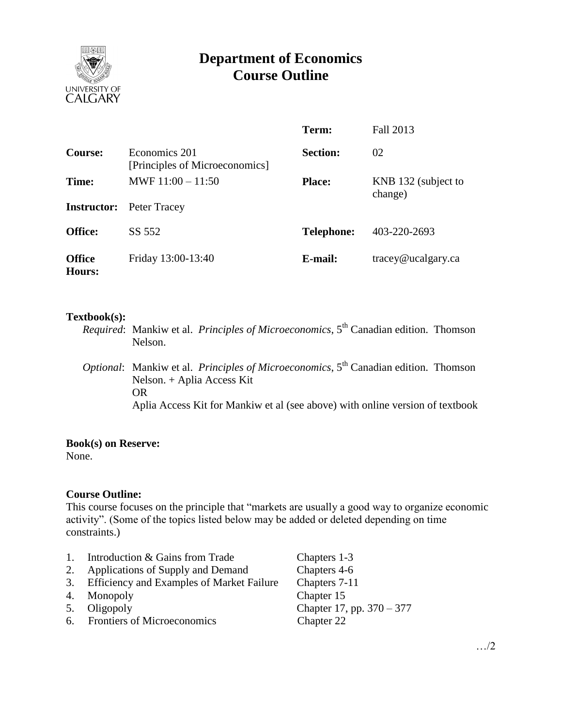# Department of Economics
# Course Outline

| | | | |
|---|---|---|---|
| | | **Term:** | Fall 2013 |
| **Course:** | Economics 201 [Principles of Microeconomics] | **Section:** | 02 |
| **Time:** | MWF 11:00 – 11:50 | **Place:** | KNB 132 (subject to change) |
| **Instructor:** | Peter Tracey | | |
| **Office:** | SS 552 | **Telephone:** | 403-220-2693 |
| **Office Hours:** | Friday 13:00-13:40 | **E-mail:** | tracey@ucalgary.ca |

**Textbook(s):**

*Required*: Mankiw et al. *Principles of Microeconomics*, 5th Canadian edition. Thomson Nelson.

*Optional*: Mankiw et al. *Principles of Microeconomics*, 5th Canadian edition. Thomson Nelson. + Aplia Access Kit
OR
Aplia Access Kit for Mankiw et al (see above) with online version of textbook

**Book(s) on Reserve:**
None.

**Course Outline:**
This course focuses on the principle that "markets are usually a good way to organize economic activity". (Some of the topics listed below may be added or deleted depending on time constraints.)

| | | |
|---|---|---|
| 1. | Introduction & Gains from Trade | Chapters 1-3 |
| 2. | Applications of Supply and Demand | Chapters 4-6 |
| 3. | Efficiency and Examples of Market Failure | Chapters 7-11 |
| 4. | Monopoly | Chapter 15 |
| 5. | Oligopoly | Chapter 17, pp. 370 – 377 |
| 6. | Frontiers of Microeconomics | Chapter 22 |

…/2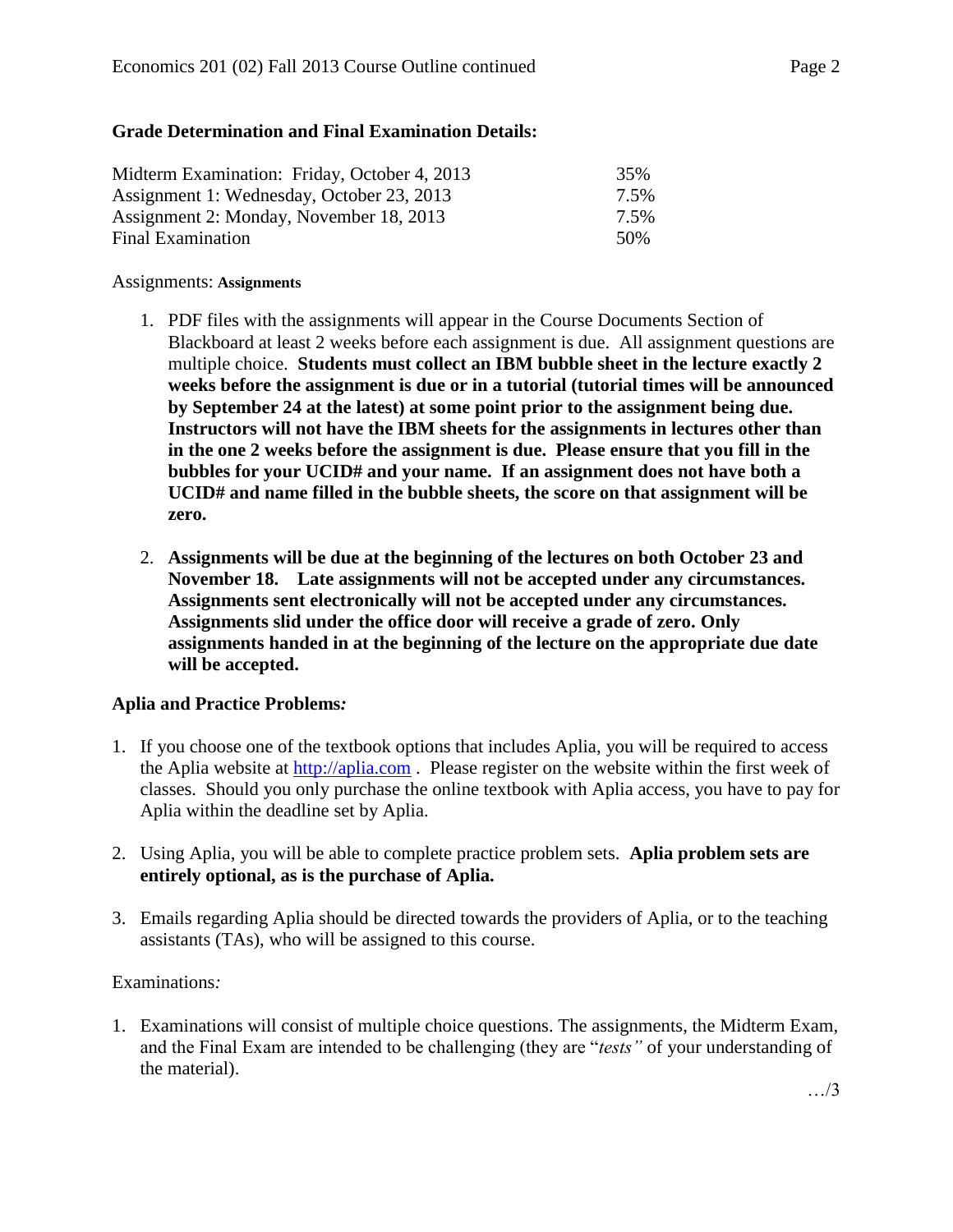## Grade Determination and Final Examination Details:

| | |
|---|---|
| Midterm Examination: Friday, October 4, 2013 | 35% |
| Assignment 1: Wednesday, October 23, 2013 | 7.5% |
| Assignment 2: Monday, November 18, 2013 | 7.5% |
| Final Examination | 50% |

Assignments: **Assignments**

1. PDF files with the assignments will appear in the Course Documents Section of Blackboard at least 2 weeks before each assignment is due. All assignment questions are multiple choice. **Students must collect an IBM bubble sheet in the lecture exactly 2 weeks before the assignment is due or in a tutorial (tutorial times will be announced by September 24 at the latest) at some point prior to the assignment being due. Instructors will not have the IBM sheets for the assignments in lectures other than in the one 2 weeks before the assignment is due. Please ensure that you fill in the bubbles for your UCID# and your name. If an assignment does not have both a UCID# and name filled in the bubble sheets, the score on that assignment will be zero.**

2. **Assignments will be due at the beginning of the lectures on both October 23 and November 18. Late assignments will not be accepted under any circumstances. Assignments sent electronically will not be accepted under any circumstances. Assignments slid under the office door will receive a grade of zero. Only assignments handed in at the beginning of the lecture on the appropriate due date will be accepted.**

**Aplia and Practice Problems*:***

1. If you choose one of the textbook options that includes Aplia, you will be required to access the Aplia website at http://aplia.com . Please register on the website within the first week of classes. Should you only purchase the online textbook with Aplia access, you have to pay for Aplia within the deadline set by Aplia.

2. Using Aplia, you will be able to complete practice problem sets. **Aplia problem sets are entirely optional, as is the purchase of Aplia.**

3. Emails regarding Aplia should be directed towards the providers of Aplia, or to the teaching assistants (TAs), who will be assigned to this course.

Examinations*:*

1. Examinations will consist of multiple choice questions. The assignments, the Midterm Exam, and the Final Exam are intended to be challenging (they are "*tests"* of your understanding of the material).

…/3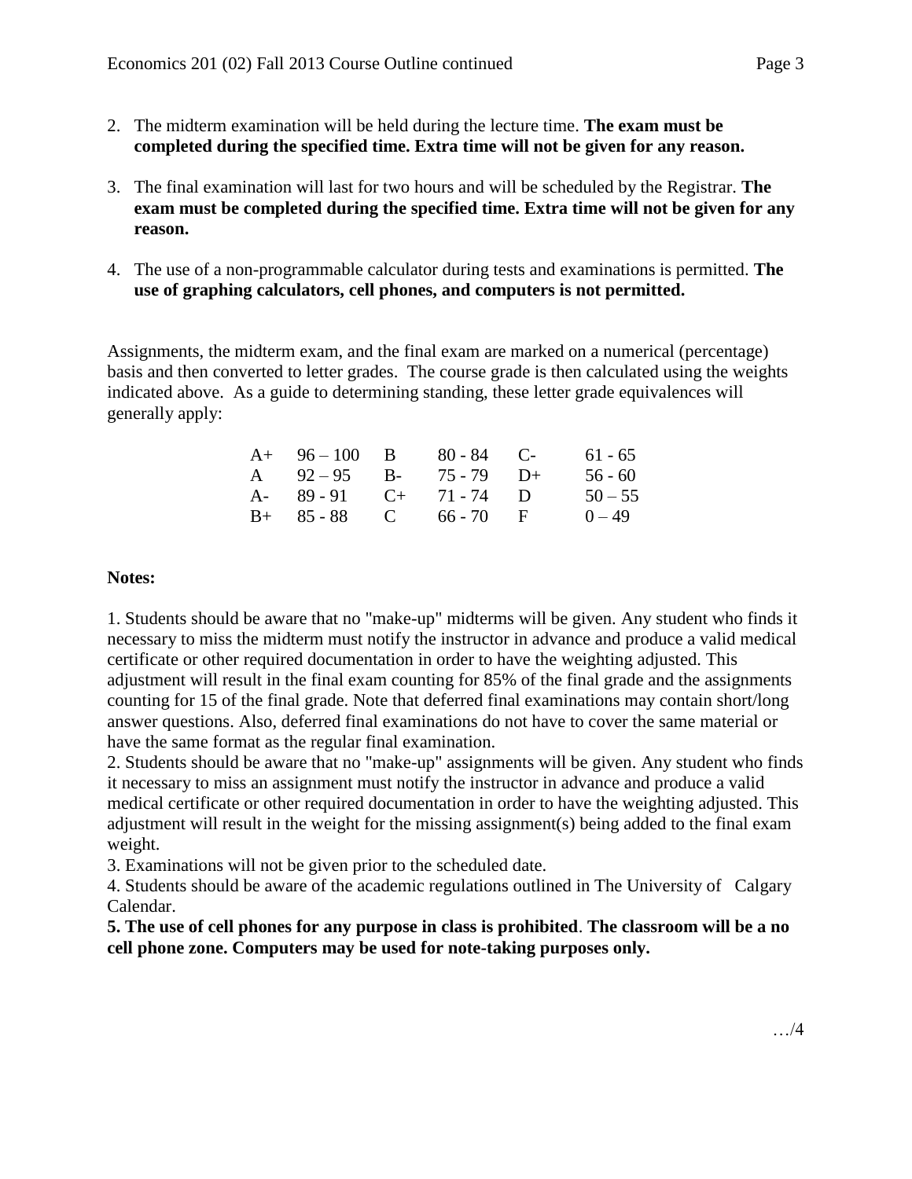2. The midterm examination will be held during the lecture time. **The exam must be completed during the specified time. Extra time will not be given for any reason.**

3. The final examination will last for two hours and will be scheduled by the Registrar. **The exam must be completed during the specified time. Extra time will not be given for any reason.**

4. The use of a non-programmable calculator during tests and examinations is permitted. **The use of graphing calculators, cell phones, and computers is not permitted.**

Assignments, the midterm exam, and the final exam are marked on a numerical (percentage) basis and then converted to letter grades. The course grade is then calculated using the weights indicated above. As a guide to determining standing, these letter grade equivalences will generally apply:

| | | | | | |
|---|---|---|---|---|---|
| A+ | 96 – 100 | B | 80 - 84 | C- | 61 - 65 |
| A | 92 – 95 | B- | 75 - 79 | D+ | 56 - 60 |
| A- | 89 - 91 | C+ | 71 - 74 | D | 50 – 55 |
| B+ | 85 - 88 | C | 66 - 70 | F | 0 – 49 |

**Notes:**

1. Students should be aware that no "make-up" midterms will be given. Any student who finds it necessary to miss the midterm must notify the instructor in advance and produce a valid medical certificate or other required documentation in order to have the weighting adjusted. This adjustment will result in the final exam counting for 85% of the final grade and the assignments counting for 15 of the final grade. Note that deferred final examinations may contain short/long answer questions. Also, deferred final examinations do not have to cover the same material or have the same format as the regular final examination.
2. Students should be aware that no "make-up" assignments will be given. Any student who finds it necessary to miss an assignment must notify the instructor in advance and produce a valid medical certificate or other required documentation in order to have the weighting adjusted. This adjustment will result in the weight for the missing assignment(s) being added to the final exam weight.
3. Examinations will not be given prior to the scheduled date.
4. Students should be aware of the academic regulations outlined in The University of Calgary Calendar.
5. **The use of cell phones for any purpose in class is prohibited**. **The classroom will be a no cell phone zone. Computers may be used for note-taking purposes only.**

…/4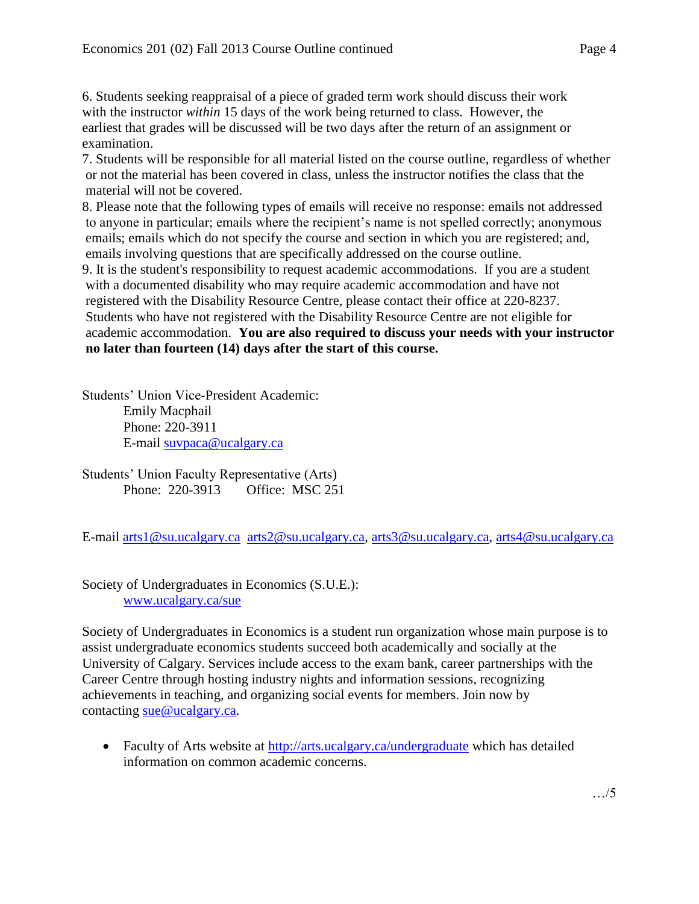6. Students seeking reappraisal of a piece of graded term work should discuss their work with the instructor *within* 15 days of the work being returned to class. However, the earliest that grades will be discussed will be two days after the return of an assignment or examination.

7. Students will be responsible for all material listed on the course outline, regardless of whether or not the material has been covered in class, unless the instructor notifies the class that the material will not be covered.

8. Please note that the following types of emails will receive no response: emails not addressed to anyone in particular; emails where the recipient's name is not spelled correctly; anonymous emails; emails which do not specify the course and section in which you are registered; and, emails involving questions that are specifically addressed on the course outline.

9. It is the student's responsibility to request academic accommodations. If you are a student with a documented disability who may require academic accommodation and have not registered with the Disability Resource Centre, please contact their office at 220-8237. Students who have not registered with the Disability Resource Centre are not eligible for academic accommodation. **You are also required to discuss your needs with your instructor no later than fourteen (14) days after the start of this course.**

Students' Union Vice-President Academic:
Emily Macphail
Phone: 220-3911
E-mail suvpaca@ucalgary.ca

Students' Union Faculty Representative (Arts)
Phone: 220-3913 Office: MSC 251

E-mail arts1@su.ucalgary.ca arts2@su.ucalgary.ca, arts3@su.ucalgary.ca, arts4@su.ucalgary.ca

Society of Undergraduates in Economics (S.U.E.):
www.ucalgary.ca/sue

Society of Undergraduates in Economics is a student run organization whose main purpose is to assist undergraduate economics students succeed both academically and socially at the University of Calgary. Services include access to the exam bank, career partnerships with the Career Centre through hosting industry nights and information sessions, recognizing achievements in teaching, and organizing social events for members. Join now by contacting sue@ucalgary.ca.

- Faculty of Arts website at http://arts.ucalgary.ca/undergraduate which has detailed information on common academic concerns.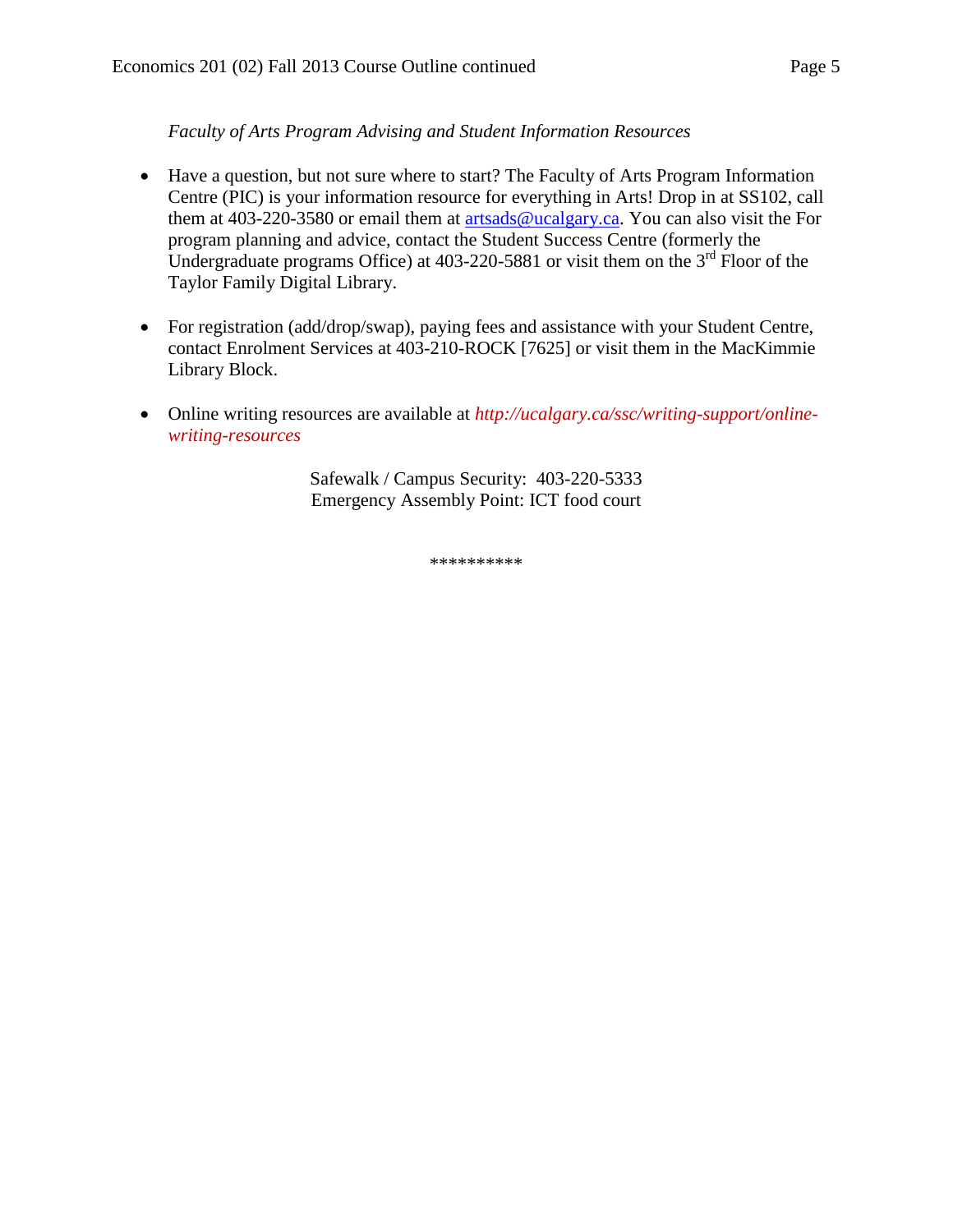*Faculty of Arts Program Advising and Student Information Resources*

- Have a question, but not sure where to start? The Faculty of Arts Program Information Centre (PIC) is your information resource for everything in Arts! Drop in at SS102, call them at 403-220-3580 or email them at artsads@ucalgary.ca. You can also visit the For program planning and advice, contact the Student Success Centre (formerly the Undergraduate programs Office) at 403-220-5881 or visit them on the 3rd Floor of the Taylor Family Digital Library.

- For registration (add/drop/swap), paying fees and assistance with your Student Centre, contact Enrolment Services at 403-210-ROCK [7625] or visit them in the MacKimmie Library Block.

- Online writing resources are available at *http://ucalgary.ca/ssc/writing-support/online-writing-resources*

Safewalk / Campus Security: 403-220-5333
Emergency Assembly Point: ICT food court

**********